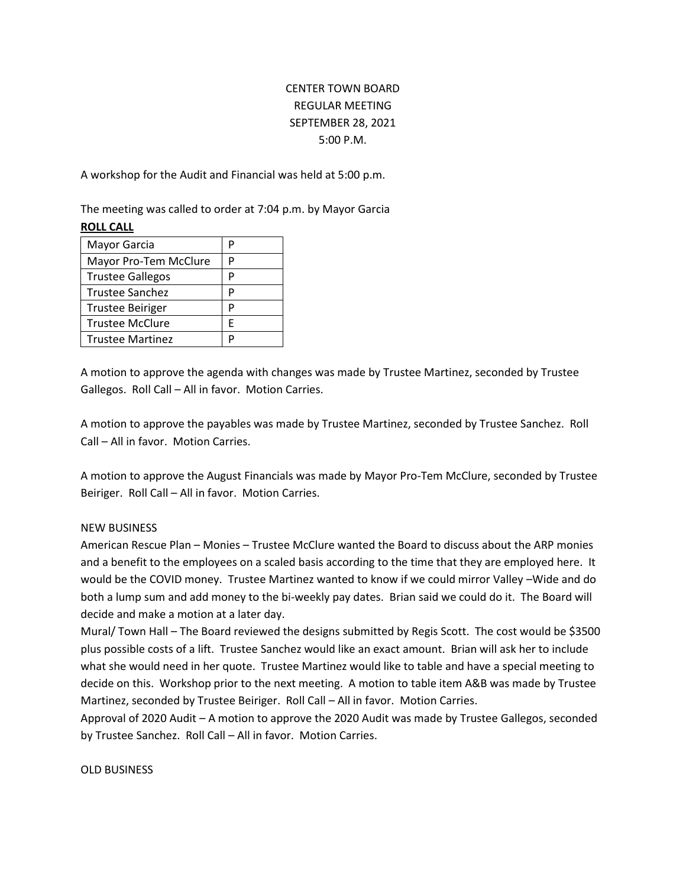CENTER TOWN BOARD
REGULAR MEETING
SEPTEMBER 28, 2021
5:00 P.M.

A workshop for the Audit and Financial was held at 5:00 p.m.

The meeting was called to order at 7:04 p.m. by Mayor Garcia

**ROLL CALL**

| | |
|---|---|
| Mayor Garcia | P |
| Mayor Pro-Tem McClure | P |
| Trustee Gallegos | P |
| Trustee Sanchez | P |
| Trustee Beiriger | P |
| Trustee McClure | E |
| Trustee Martinez | P |

A motion to approve the agenda with changes was made by Trustee Martinez, seconded by Trustee Gallegos. Roll Call – All in favor. Motion Carries.

A motion to approve the payables was made by Trustee Martinez, seconded by Trustee Sanchez. Roll Call – All in favor. Motion Carries.

A motion to approve the August Financials was made by Mayor Pro-Tem McClure, seconded by Trustee Beiriger. Roll Call – All in favor. Motion Carries.

NEW BUSINESS

American Rescue Plan – Monies – Trustee McClure wanted the Board to discuss about the ARP monies and a benefit to the employees on a scaled basis according to the time that they are employed here. It would be the COVID money. Trustee Martinez wanted to know if we could mirror Valley –Wide and do both a lump sum and add money to the bi-weekly pay dates. Brian said we could do it. The Board will decide and make a motion at a later day.

Mural/ Town Hall – The Board reviewed the designs submitted by Regis Scott. The cost would be $3500 plus possible costs of a lift. Trustee Sanchez would like an exact amount. Brian will ask her to include what she would need in her quote. Trustee Martinez would like to table and have a special meeting to decide on this. Workshop prior to the next meeting. A motion to table item A&B was made by Trustee Martinez, seconded by Trustee Beiriger. Roll Call – All in favor. Motion Carries.

Approval of 2020 Audit – A motion to approve the 2020 Audit was made by Trustee Gallegos, seconded by Trustee Sanchez. Roll Call – All in favor. Motion Carries.

OLD BUSINESS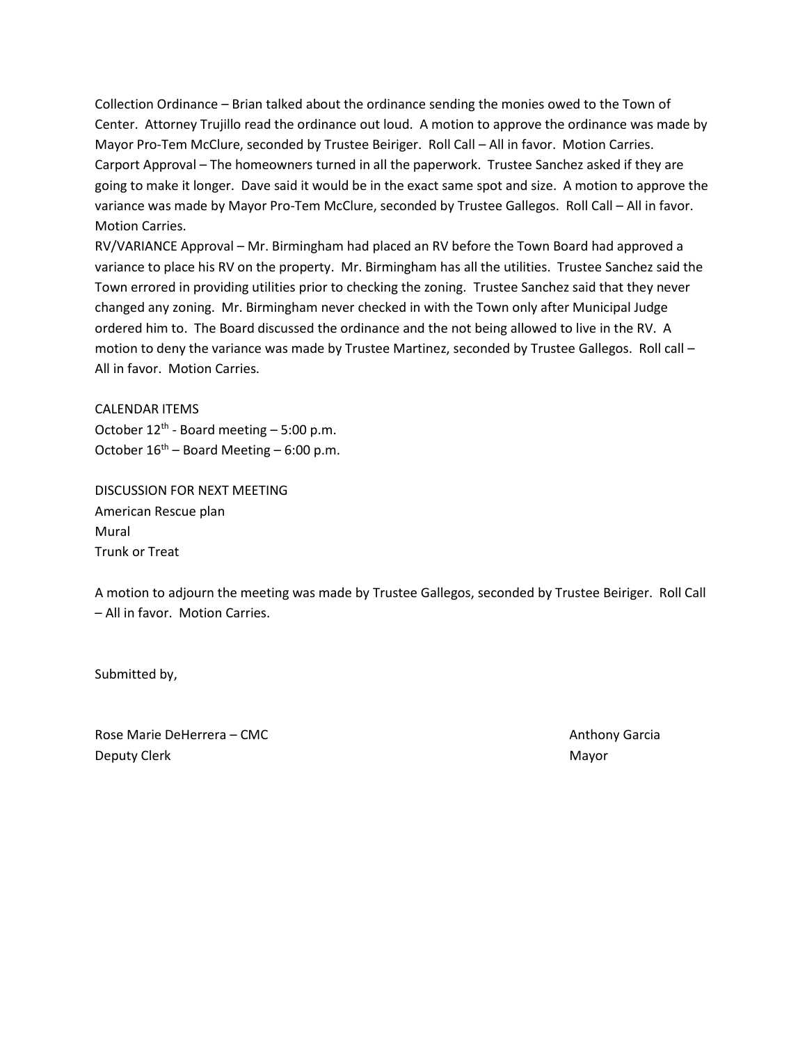Collection Ordinance – Brian talked about the ordinance sending the monies owed to the Town of Center. Attorney Trujillo read the ordinance out loud. A motion to approve the ordinance was made by Mayor Pro-Tem McClure, seconded by Trustee Beiriger. Roll Call – All in favor. Motion Carries.
Carport Approval – The homeowners turned in all the paperwork. Trustee Sanchez asked if they are going to make it longer. Dave said it would be in the exact same spot and size. A motion to approve the variance was made by Mayor Pro-Tem McClure, seconded by Trustee Gallegos. Roll Call – All in favor. Motion Carries.
RV/VARIANCE Approval – Mr. Birmingham had placed an RV before the Town Board had approved a variance to place his RV on the property. Mr. Birmingham has all the utilities. Trustee Sanchez said the Town errored in providing utilities prior to checking the zoning. Trustee Sanchez said that they never changed any zoning. Mr. Birmingham never checked in with the Town only after Municipal Judge ordered him to. The Board discussed the ordinance and the not being allowed to live in the RV. A motion to deny the variance was made by Trustee Martinez, seconded by Trustee Gallegos. Roll call – All in favor. Motion Carries.

CALENDAR ITEMS
October 12th - Board meeting – 5:00 p.m.
October 16th – Board Meeting – 6:00 p.m.

DISCUSSION FOR NEXT MEETING
American Rescue plan
Mural
Trunk or Treat

A motion to adjourn the meeting was made by Trustee Gallegos, seconded by Trustee Beiriger. Roll Call – All in favor. Motion Carries.

Submitted by,

Rose Marie DeHerrera – CMC
Deputy Clerk

Anthony Garcia
Mayor